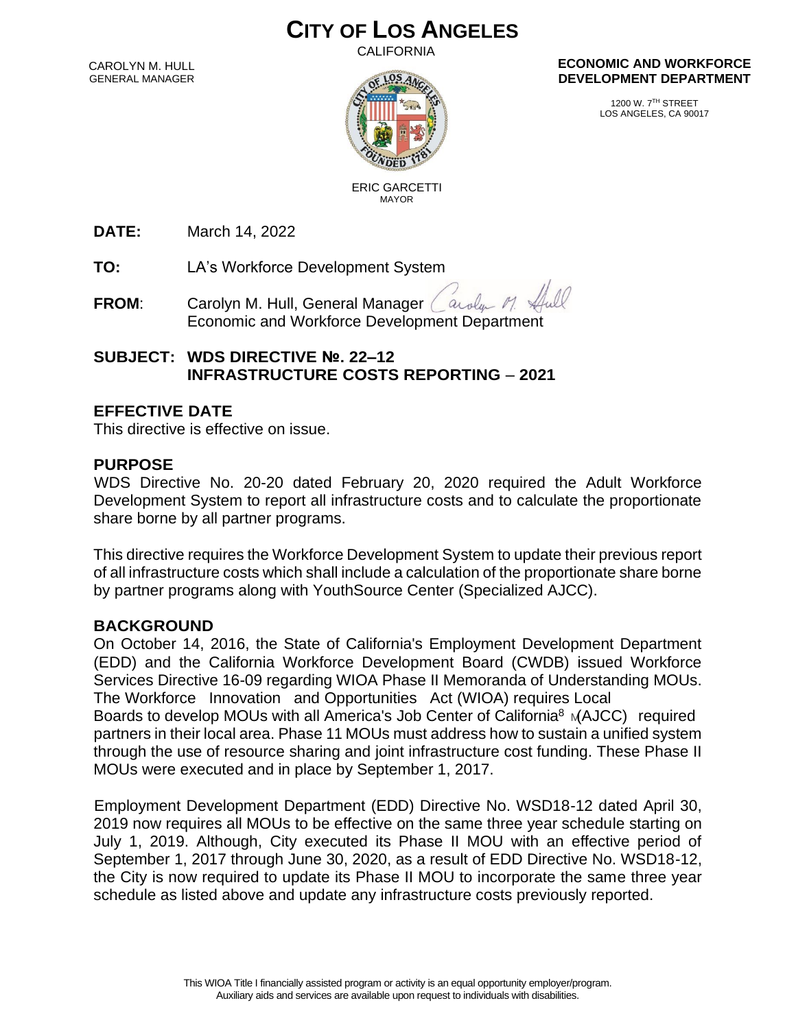# CITY OF LOS ANGELES

CALIFORNIA

CAROLYN M. HULL
GENERAL MANAGER

ERIC GARCETTI
MAYOR

**ECONOMIC AND WORKFORCE DEVELOPMENT DEPARTMENT**

1200 W. 7TH STREET
LOS ANGELES, CA 90017

**DATE:** March 14, 2022

**TO:** LA's Workforce Development System

**FROM**: Carolyn M. Hull, General Manager
Economic and Workforce Development Department

**SUBJECT: WDS DIRECTIVE №. 22–12**
**INFRASTRUCTURE COSTS REPORTING – 2021**

## EFFECTIVE DATE

This directive is effective on issue.

## PURPOSE

WDS Directive No. 20-20 dated February 20, 2020 required the Adult Workforce Development System to report all infrastructure costs and to calculate the proportionate share borne by all partner programs.

This directive requires the Workforce Development System to update their previous report of all infrastructure costs which shall include a calculation of the proportionate share borne by partner programs along with YouthSource Center (Specialized AJCC).

## BACKGROUND

On October 14, 2016, the State of California's Employment Development Department (EDD) and the California Workforce Development Board (CWDB) issued Workforce Services Directive 16-09 regarding WIOA Phase II Memoranda of Understanding MOUs. The Workforce Innovation and Opportunities Act (WIOA) requires Local Boards to develop MOUs with all America's Job Center of California[8] (AJCC) required partners in their local area. Phase 11 MOUs must address how to sustain a unified system through the use of resource sharing and joint infrastructure cost funding. These Phase II MOUs were executed and in place by September 1, 2017.

Employment Development Department (EDD) Directive No. WSD18-12 dated April 30, 2019 now requires all MOUs to be effective on the same three year schedule starting on July 1, 2019. Although, City executed its Phase II MOU with an effective period of September 1, 2017 through June 30, 2020, as a result of EDD Directive No. WSD18-12, the City is now required to update its Phase II MOU to incorporate the same three year schedule as listed above and update any infrastructure costs previously reported.

This WIOA Title I financially assisted program or activity is an equal opportunity employer/program.
Auxiliary aids and services are available upon request to individuals with disabilities.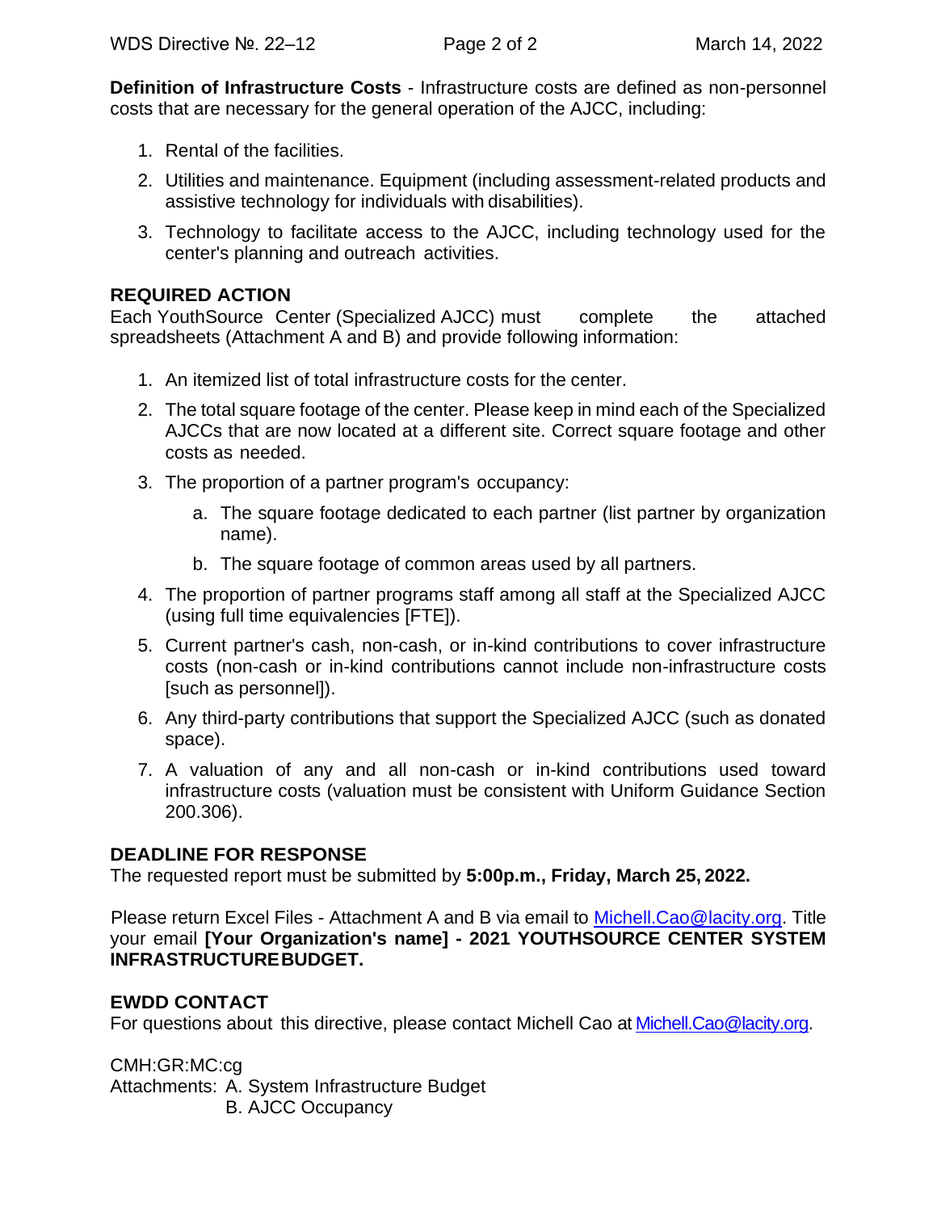**Definition of Infrastructure Costs** - Infrastructure costs are defined as non-personnel costs that are necessary for the general operation of the AJCC, including:

1. Rental of the facilities.
2. Utilities and maintenance. Equipment (including assessment-related products and assistive technology for individuals with disabilities).
3. Technology to facilitate access to the AJCC, including technology used for the center's planning and outreach activities.

## REQUIRED ACTION

Each YouthSource Center (Specialized AJCC) must complete the attached spreadsheets (Attachment A and B) and provide following information:

1. An itemized list of total infrastructure costs for the center.
2. The total square footage of the center. Please keep in mind each of the Specialized AJCCs that are now located at a different site. Correct square footage and other costs as needed.
3. The proportion of a partner program's occupancy:
   a. The square footage dedicated to each partner (list partner by organization name).
   b. The square footage of common areas used by all partners.
4. The proportion of partner programs staff among all staff at the Specialized AJCC (using full time equivalencies [FTE]).
5. Current partner's cash, non-cash, or in-kind contributions to cover infrastructure costs (non-cash or in-kind contributions cannot include non-infrastructure costs [such as personnel]).
6. Any third-party contributions that support the Specialized AJCC (such as donated space).
7. A valuation of any and all non-cash or in-kind contributions used toward infrastructure costs (valuation must be consistent with Uniform Guidance Section 200.306).

## DEADLINE FOR RESPONSE

The requested report must be submitted by **5:00p.m., Friday, March 25, 2022.**

Please return Excel Files - Attachment A and B via email to Michell.Cao@lacity.org. Title your email **[Your Organization's name] - 2021 YOUTHSOURCE CENTER SYSTEM INFRASTRUCTURE BUDGET.**

## EWDD CONTACT

For questions about this directive, please contact Michell Cao at Michell.Cao@lacity.org.

CMH:GR:MC:cg

Attachments: A. System Infrastructure Budget
B. AJCC Occupancy